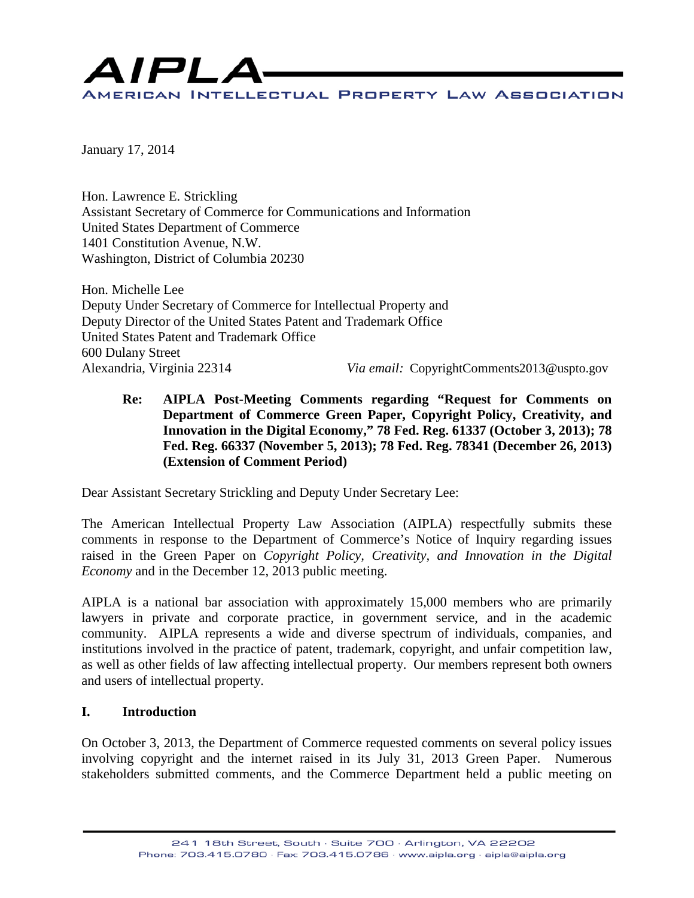# AIPLA

AMERICAN INTELLECTUAL PROPERTY LAW ASSOCIATION

January 17, 2014

Hon. Lawrence E. Strickling
Assistant Secretary of Commerce for Communications and Information
United States Department of Commerce
1401 Constitution Avenue, N.W.
Washington, District of Columbia 20230

Hon. Michelle Lee
Deputy Under Secretary of Commerce for Intellectual Property and
Deputy Director of the United States Patent and Trademark Office
United States Patent and Trademark Office
600 Dulany Street
Alexandria, Virginia 22314

*Via email:* CopyrightComments2013@uspto.gov

**Re: AIPLA Post-Meeting Comments regarding "Request for Comments on Department of Commerce Green Paper, Copyright Policy, Creativity, and Innovation in the Digital Economy," 78 Fed. Reg. 61337 (October 3, 2013); 78 Fed. Reg. 66337 (November 5, 2013); 78 Fed. Reg. 78341 (December 26, 2013) (Extension of Comment Period)**

Dear Assistant Secretary Strickling and Deputy Under Secretary Lee:

The American Intellectual Property Law Association (AIPLA) respectfully submits these comments in response to the Department of Commerce's Notice of Inquiry regarding issues raised in the Green Paper on *Copyright Policy, Creativity, and Innovation in the Digital Economy* and in the December 12, 2013 public meeting.

AIPLA is a national bar association with approximately 15,000 members who are primarily lawyers in private and corporate practice, in government service, and in the academic community. AIPLA represents a wide and diverse spectrum of individuals, companies, and institutions involved in the practice of patent, trademark, copyright, and unfair competition law, as well as other fields of law affecting intellectual property. Our members represent both owners and users of intellectual property.

## I. Introduction

On October 3, 2013, the Department of Commerce requested comments on several policy issues involving copyright and the internet raised in its July 31, 2013 Green Paper. Numerous stakeholders submitted comments, and the Commerce Department held a public meeting on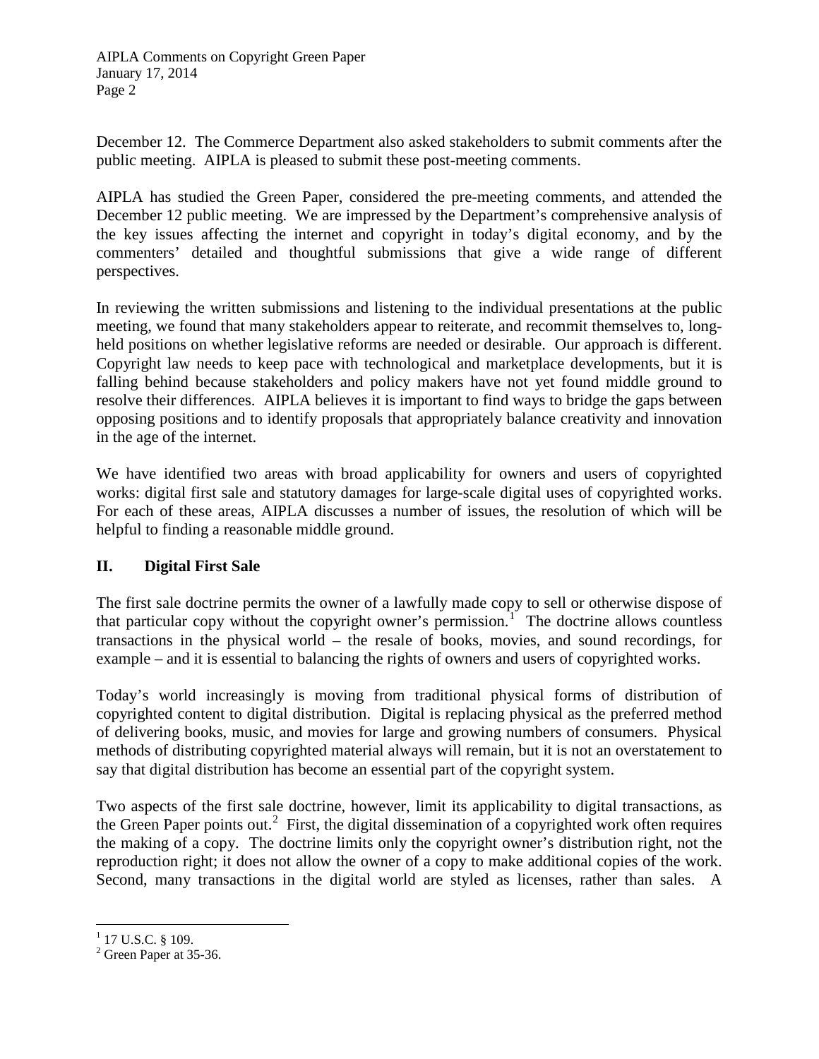December 12. The Commerce Department also asked stakeholders to submit comments after the public meeting. AIPLA is pleased to submit these post-meeting comments.

AIPLA has studied the Green Paper, considered the pre-meeting comments, and attended the December 12 public meeting. We are impressed by the Department's comprehensive analysis of the key issues affecting the internet and copyright in today's digital economy, and by the commenters' detailed and thoughtful submissions that give a wide range of different perspectives.

In reviewing the written submissions and listening to the individual presentations at the public meeting, we found that many stakeholders appear to reiterate, and recommit themselves to, long-held positions on whether legislative reforms are needed or desirable. Our approach is different. Copyright law needs to keep pace with technological and marketplace developments, but it is falling behind because stakeholders and policy makers have not yet found middle ground to resolve their differences. AIPLA believes it is important to find ways to bridge the gaps between opposing positions and to identify proposals that appropriately balance creativity and innovation in the age of the internet.

We have identified two areas with broad applicability for owners and users of copyrighted works: digital first sale and statutory damages for large-scale digital uses of copyrighted works. For each of these areas, AIPLA discusses a number of issues, the resolution of which will be helpful to finding a reasonable middle ground.

## II. Digital First Sale

The first sale doctrine permits the owner of a lawfully made copy to sell or otherwise dispose of that particular copy without the copyright owner's permission.[1] The doctrine allows countless transactions in the physical world – the resale of books, movies, and sound recordings, for example – and it is essential to balancing the rights of owners and users of copyrighted works.

Today's world increasingly is moving from traditional physical forms of distribution of copyrighted content to digital distribution. Digital is replacing physical as the preferred method of delivering books, music, and movies for large and growing numbers of consumers. Physical methods of distributing copyrighted material always will remain, but it is not an overstatement to say that digital distribution has become an essential part of the copyright system.

Two aspects of the first sale doctrine, however, limit its applicability to digital transactions, as the Green Paper points out.[2] First, the digital dissemination of a copyrighted work often requires the making of a copy. The doctrine limits only the copyright owner's distribution right, not the reproduction right; it does not allow the owner of a copy to make additional copies of the work. Second, many transactions in the digital world are styled as licenses, rather than sales. A

[1] 17 U.S.C. § 109.

[2] Green Paper at 35-36.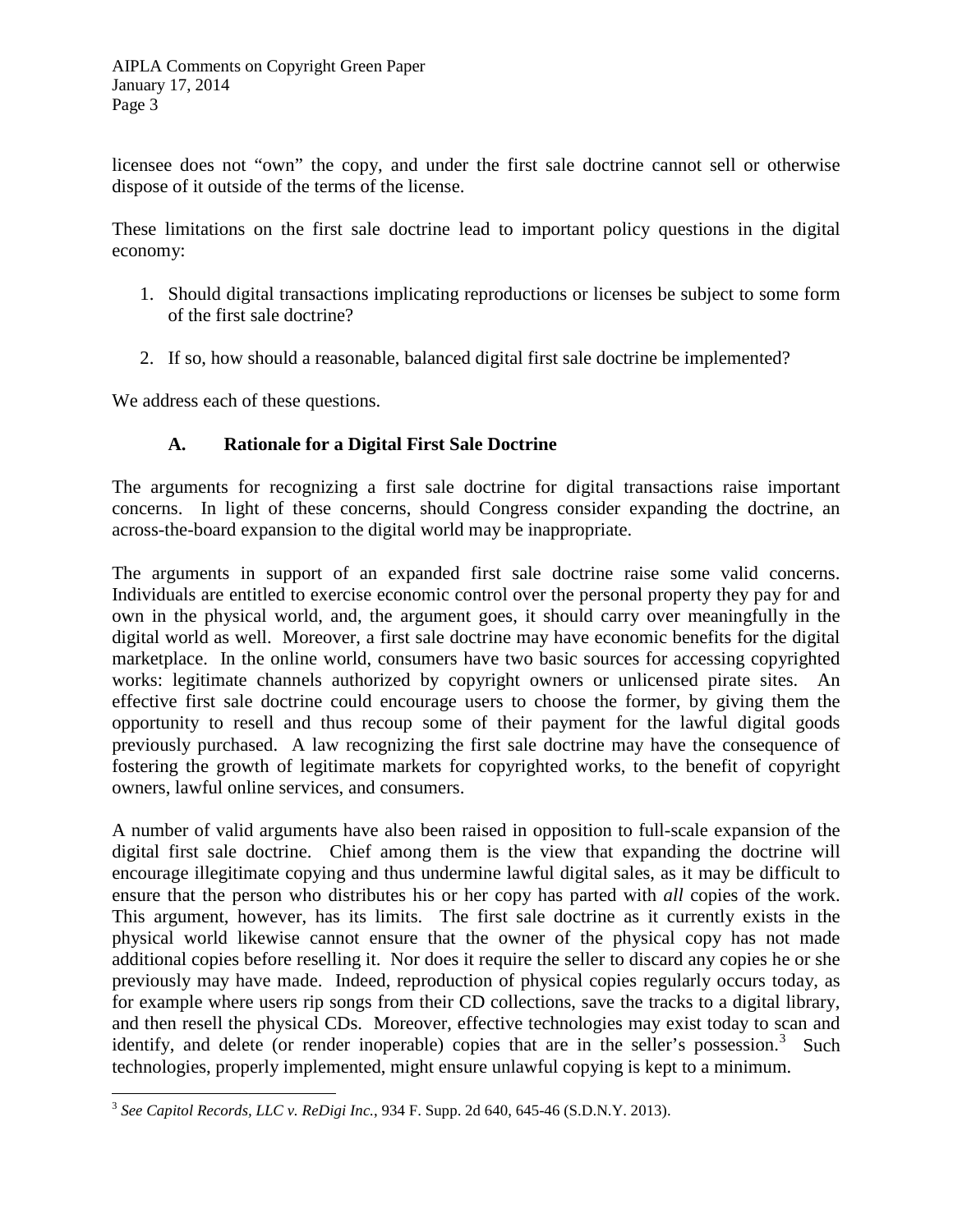licensee does not "own" the copy, and under the first sale doctrine cannot sell or otherwise dispose of it outside of the terms of the license.

These limitations on the first sale doctrine lead to important policy questions in the digital economy:

1. Should digital transactions implicating reproductions or licenses be subject to some form of the first sale doctrine?

2. If so, how should a reasonable, balanced digital first sale doctrine be implemented?

We address each of these questions.

### A. Rationale for a Digital First Sale Doctrine

The arguments for recognizing a first sale doctrine for digital transactions raise important concerns. In light of these concerns, should Congress consider expanding the doctrine, an across-the-board expansion to the digital world may be inappropriate.

The arguments in support of an expanded first sale doctrine raise some valid concerns. Individuals are entitled to exercise economic control over the personal property they pay for and own in the physical world, and, the argument goes, it should carry over meaningfully in the digital world as well. Moreover, a first sale doctrine may have economic benefits for the digital marketplace. In the online world, consumers have two basic sources for accessing copyrighted works: legitimate channels authorized by copyright owners or unlicensed pirate sites. An effective first sale doctrine could encourage users to choose the former, by giving them the opportunity to resell and thus recoup some of their payment for the lawful digital goods previously purchased. A law recognizing the first sale doctrine may have the consequence of fostering the growth of legitimate markets for copyrighted works, to the benefit of copyright owners, lawful online services, and consumers.

A number of valid arguments have also been raised in opposition to full-scale expansion of the digital first sale doctrine. Chief among them is the view that expanding the doctrine will encourage illegitimate copying and thus undermine lawful digital sales, as it may be difficult to ensure that the person who distributes his or her copy has parted with *all* copies of the work. This argument, however, has its limits. The first sale doctrine as it currently exists in the physical world likewise cannot ensure that the owner of the physical copy has not made additional copies before reselling it. Nor does it require the seller to discard any copies he or she previously may have made. Indeed, reproduction of physical copies regularly occurs today, as for example where users rip songs from their CD collections, save the tracks to a digital library, and then resell the physical CDs. Moreover, effective technologies may exist today to scan and identify, and delete (or render inoperable) copies that are in the seller's possession.[3] Such technologies, properly implemented, might ensure unlawful copying is kept to a minimum.

[3] *See Capitol Records, LLC v. ReDigi Inc.*, 934 F. Supp. 2d 640, 645-46 (S.D.N.Y. 2013).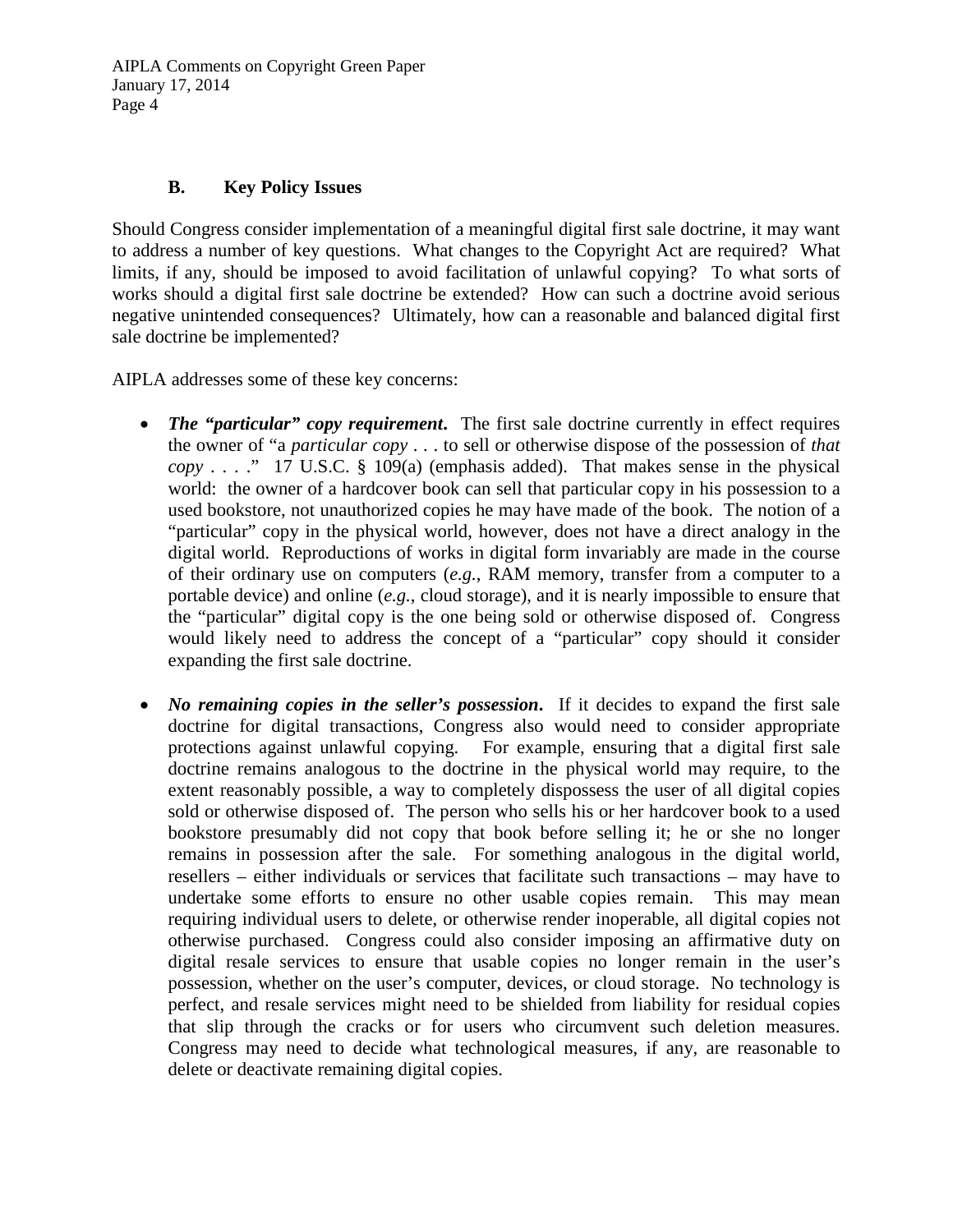### B. Key Policy Issues

Should Congress consider implementation of a meaningful digital first sale doctrine, it may want to address a number of key questions. What changes to the Copyright Act are required? What limits, if any, should be imposed to avoid facilitation of unlawful copying? To what sorts of works should a digital first sale doctrine be extended? How can such a doctrine avoid serious negative unintended consequences? Ultimately, how can a reasonable and balanced digital first sale doctrine be implemented?

AIPLA addresses some of these key concerns:

- ***The "particular" copy requirement.*** The first sale doctrine currently in effect requires the owner of "a *particular copy* . . . to sell or otherwise dispose of the possession of *that copy* . . . ." 17 U.S.C. § 109(a) (emphasis added). That makes sense in the physical world: the owner of a hardcover book can sell that particular copy in his possession to a used bookstore, not unauthorized copies he may have made of the book. The notion of a "particular" copy in the physical world, however, does not have a direct analogy in the digital world. Reproductions of works in digital form invariably are made in the course of their ordinary use on computers (*e.g.*, RAM memory, transfer from a computer to a portable device) and online (*e.g.*, cloud storage), and it is nearly impossible to ensure that the "particular" digital copy is the one being sold or otherwise disposed of. Congress would likely need to address the concept of a "particular" copy should it consider expanding the first sale doctrine.

- ***No remaining copies in the seller's possession.*** If it decides to expand the first sale doctrine for digital transactions, Congress also would need to consider appropriate protections against unlawful copying. For example, ensuring that a digital first sale doctrine remains analogous to the doctrine in the physical world may require, to the extent reasonably possible, a way to completely dispossess the user of all digital copies sold or otherwise disposed of. The person who sells his or her hardcover book to a used bookstore presumably did not copy that book before selling it; he or she no longer remains in possession after the sale. For something analogous in the digital world, resellers – either individuals or services that facilitate such transactions – may have to undertake some efforts to ensure no other usable copies remain. This may mean requiring individual users to delete, or otherwise render inoperable, all digital copies not otherwise purchased. Congress could also consider imposing an affirmative duty on digital resale services to ensure that usable copies no longer remain in the user's possession, whether on the user's computer, devices, or cloud storage. No technology is perfect, and resale services might need to be shielded from liability for residual copies that slip through the cracks or for users who circumvent such deletion measures. Congress may need to decide what technological measures, if any, are reasonable to delete or deactivate remaining digital copies.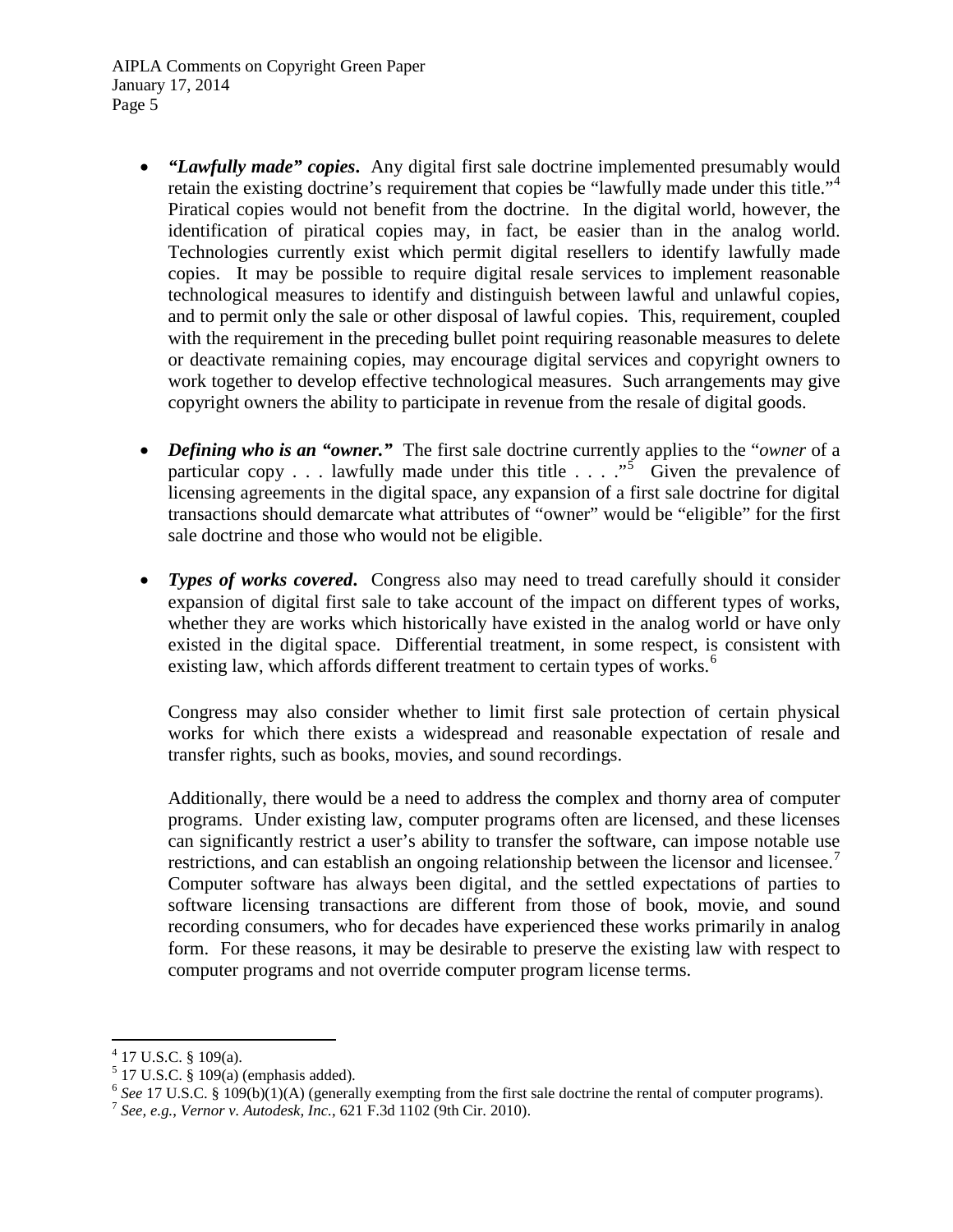- ***"Lawfully made" copies***. Any digital first sale doctrine implemented presumably would retain the existing doctrine's requirement that copies be "lawfully made under this title."[4] Piratical copies would not benefit from the doctrine. In the digital world, however, the identification of piratical copies may, in fact, be easier than in the analog world. Technologies currently exist which permit digital resellers to identify lawfully made copies. It may be possible to require digital resale services to implement reasonable technological measures to identify and distinguish between lawful and unlawful copies, and to permit only the sale or other disposal of lawful copies. This, requirement, coupled with the requirement in the preceding bullet point requiring reasonable measures to delete or deactivate remaining copies, may encourage digital services and copyright owners to work together to develop effective technological measures. Such arrangements may give copyright owners the ability to participate in revenue from the resale of digital goods.

- ***Defining who is an "owner."*** The first sale doctrine currently applies to the "*owner* of a particular copy . . . lawfully made under this title . . . ."[5] Given the prevalence of licensing agreements in the digital space, any expansion of a first sale doctrine for digital transactions should demarcate what attributes of "owner" would be "eligible" for the first sale doctrine and those who would not be eligible.

- ***Types of works covered***. Congress also may need to tread carefully should it consider expansion of digital first sale to take account of the impact on different types of works, whether they are works which historically have existed in the analog world or have only existed in the digital space. Differential treatment, in some respect, is consistent with existing law, which affords different treatment to certain types of works.[6]

  Congress may also consider whether to limit first sale protection of certain physical works for which there exists a widespread and reasonable expectation of resale and transfer rights, such as books, movies, and sound recordings.

  Additionally, there would be a need to address the complex and thorny area of computer programs. Under existing law, computer programs often are licensed, and these licenses can significantly restrict a user's ability to transfer the software, can impose notable use restrictions, and can establish an ongoing relationship between the licensor and licensee.[7] Computer software has always been digital, and the settled expectations of parties to software licensing transactions are different from those of book, movie, and sound recording consumers, who for decades have experienced these works primarily in analog form. For these reasons, it may be desirable to preserve the existing law with respect to computer programs and not override computer program license terms.

---

[4] 17 U.S.C. § 109(a).

[5] 17 U.S.C. § 109(a) (emphasis added).

[6] *See* 17 U.S.C. § 109(b)(1)(A) (generally exempting from the first sale doctrine the rental of computer programs).

[7] *See, e.g.*, *Vernor v. Autodesk, Inc.*, 621 F.3d 1102 (9th Cir. 2010).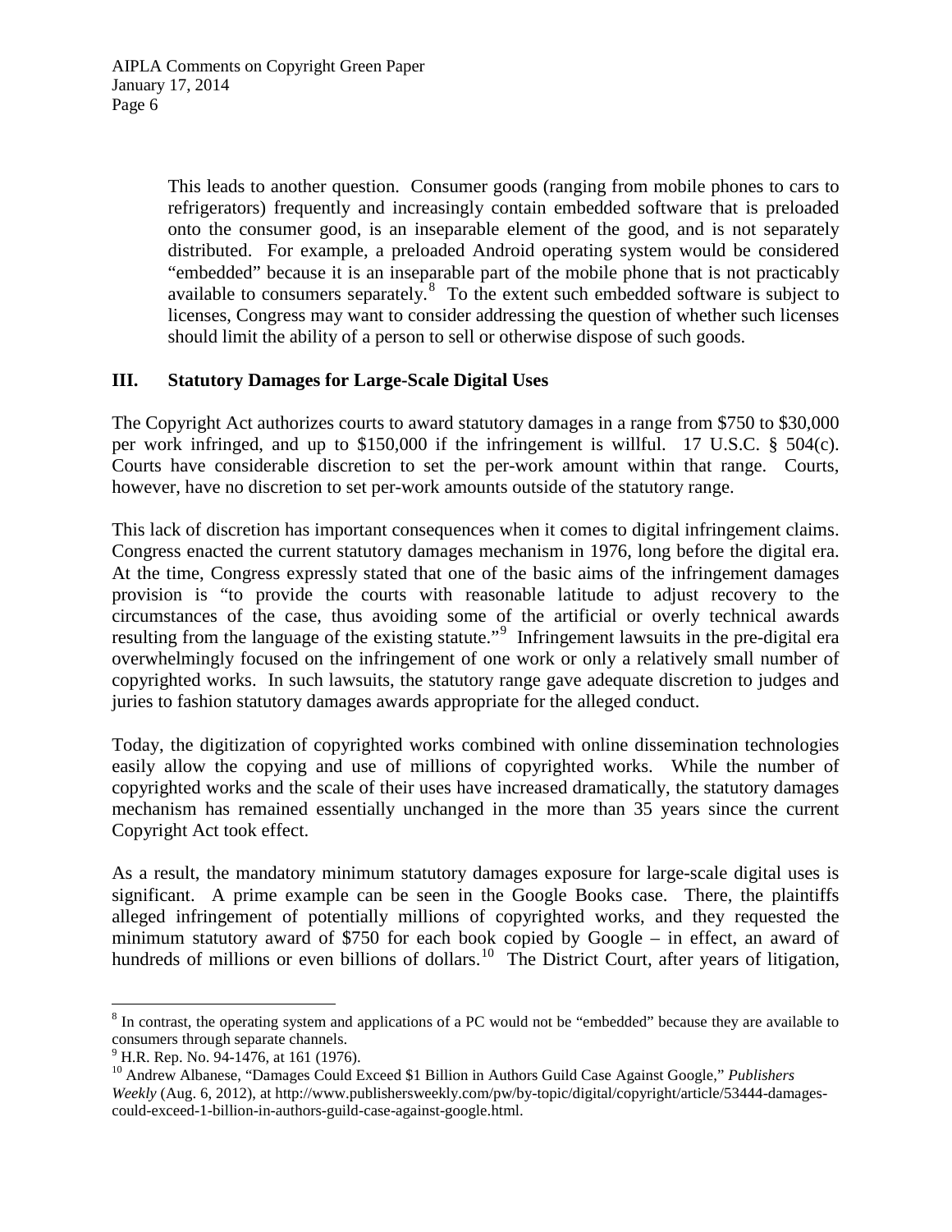This leads to another question. Consumer goods (ranging from mobile phones to cars to refrigerators) frequently and increasingly contain embedded software that is preloaded onto the consumer good, is an inseparable element of the good, and is not separately distributed. For example, a preloaded Android operating system would be considered "embedded" because it is an inseparable part of the mobile phone that is not practicably available to consumers separately.[8] To the extent such embedded software is subject to licenses, Congress may want to consider addressing the question of whether such licenses should limit the ability of a person to sell or otherwise dispose of such goods.

## III. Statutory Damages for Large-Scale Digital Uses

The Copyright Act authorizes courts to award statutory damages in a range from $750 to $30,000 per work infringed, and up to $150,000 if the infringement is willful. 17 U.S.C. § 504(c). Courts have considerable discretion to set the per-work amount within that range. Courts, however, have no discretion to set per-work amounts outside of the statutory range.

This lack of discretion has important consequences when it comes to digital infringement claims. Congress enacted the current statutory damages mechanism in 1976, long before the digital era. At the time, Congress expressly stated that one of the basic aims of the infringement damages provision is "to provide the courts with reasonable latitude to adjust recovery to the circumstances of the case, thus avoiding some of the artificial or overly technical awards resulting from the language of the existing statute."[9] Infringement lawsuits in the pre-digital era overwhelmingly focused on the infringement of one work or only a relatively small number of copyrighted works. In such lawsuits, the statutory range gave adequate discretion to judges and juries to fashion statutory damages awards appropriate for the alleged conduct.

Today, the digitization of copyrighted works combined with online dissemination technologies easily allow the copying and use of millions of copyrighted works. While the number of copyrighted works and the scale of their uses have increased dramatically, the statutory damages mechanism has remained essentially unchanged in the more than 35 years since the current Copyright Act took effect.

As a result, the mandatory minimum statutory damages exposure for large-scale digital uses is significant. A prime example can be seen in the Google Books case. There, the plaintiffs alleged infringement of potentially millions of copyrighted works, and they requested the minimum statutory award of $750 for each book copied by Google – in effect, an award of hundreds of millions or even billions of dollars.[10] The District Court, after years of litigation,

---

[8] In contrast, the operating system and applications of a PC would not be "embedded" because they are available to consumers through separate channels.

[9] H.R. Rep. No. 94-1476, at 161 (1976).

[10] Andrew Albanese, "Damages Could Exceed $1 Billion in Authors Guild Case Against Google," *Publishers Weekly* (Aug. 6, 2012), at http://www.publishersweekly.com/pw/by-topic/digital/copyright/article/53444-damages-could-exceed-1-billion-in-authors-guild-case-against-google.html.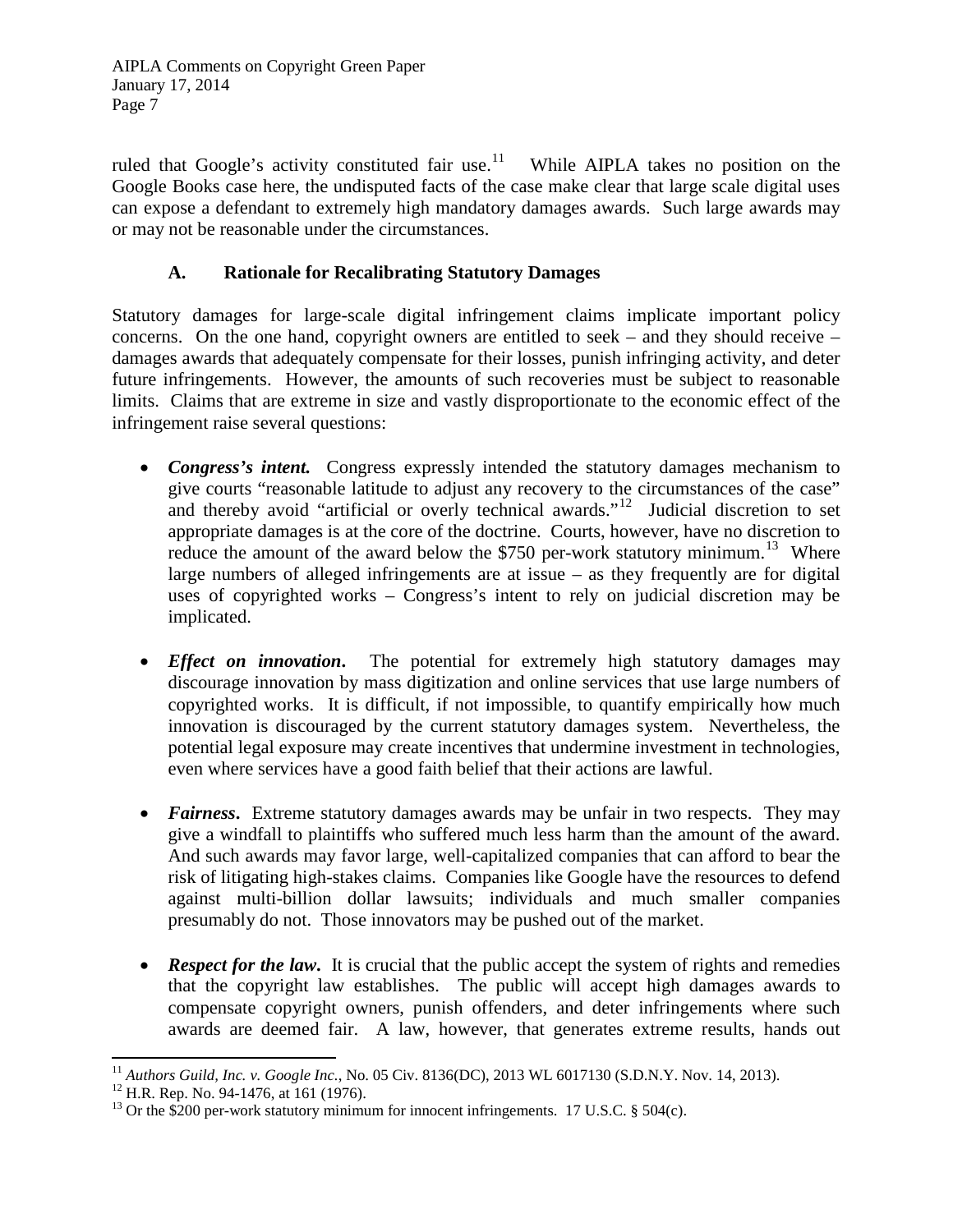ruled that Google's activity constituted fair use.[11] While AIPLA takes no position on the Google Books case here, the undisputed facts of the case make clear that large scale digital uses can expose a defendant to extremely high mandatory damages awards. Such large awards may or may not be reasonable under the circumstances.

### A. Rationale for Recalibrating Statutory Damages

Statutory damages for large-scale digital infringement claims implicate important policy concerns. On the one hand, copyright owners are entitled to seek – and they should receive – damages awards that adequately compensate for their losses, punish infringing activity, and deter future infringements. However, the amounts of such recoveries must be subject to reasonable limits. Claims that are extreme in size and vastly disproportionate to the economic effect of the infringement raise several questions:

- ***Congress's intent.*** Congress expressly intended the statutory damages mechanism to give courts "reasonable latitude to adjust any recovery to the circumstances of the case" and thereby avoid "artificial or overly technical awards."[12] Judicial discretion to set appropriate damages is at the core of the doctrine. Courts, however, have no discretion to reduce the amount of the award below the $750 per-work statutory minimum.[13] Where large numbers of alleged infringements are at issue – as they frequently are for digital uses of copyrighted works – Congress's intent to rely on judicial discretion may be implicated.

- ***Effect on innovation.*** The potential for extremely high statutory damages may discourage innovation by mass digitization and online services that use large numbers of copyrighted works. It is difficult, if not impossible, to quantify empirically how much innovation is discouraged by the current statutory damages system. Nevertheless, the potential legal exposure may create incentives that undermine investment in technologies, even where services have a good faith belief that their actions are lawful.

- ***Fairness.*** Extreme statutory damages awards may be unfair in two respects. They may give a windfall to plaintiffs who suffered much less harm than the amount of the award. And such awards may favor large, well-capitalized companies that can afford to bear the risk of litigating high-stakes claims. Companies like Google have the resources to defend against multi-billion dollar lawsuits; individuals and much smaller companies presumably do not. Those innovators may be pushed out of the market.

- ***Respect for the law.*** It is crucial that the public accept the system of rights and remedies that the copyright law establishes. The public will accept high damages awards to compensate copyright owners, punish offenders, and deter infringements where such awards are deemed fair. A law, however, that generates extreme results, hands out

---

[11] *Authors Guild, Inc. v. Google Inc.*, No. 05 Civ. 8136(DC), 2013 WL 6017130 (S.D.N.Y. Nov. 14, 2013).

[12] H.R. Rep. No. 94-1476, at 161 (1976).

[13] Or the $200 per-work statutory minimum for innocent infringements. 17 U.S.C. § 504(c).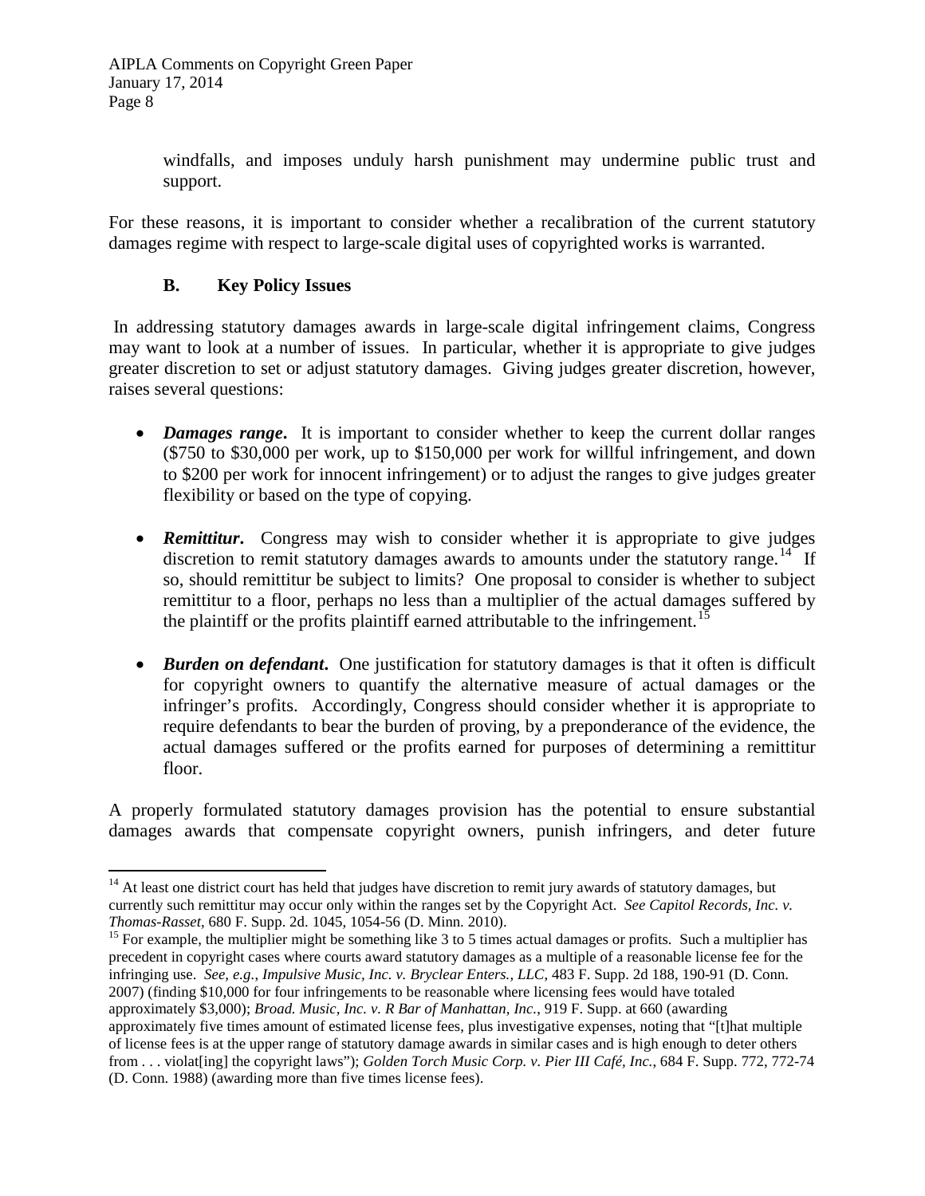windfalls, and imposes unduly harsh punishment may undermine public trust and support.

For these reasons, it is important to consider whether a recalibration of the current statutory damages regime with respect to large-scale digital uses of copyrighted works is warranted.

### B. Key Policy Issues

In addressing statutory damages awards in large-scale digital infringement claims, Congress may want to look at a number of issues. In particular, whether it is appropriate to give judges greater discretion to set or adjust statutory damages. Giving judges greater discretion, however, raises several questions:

- ***Damages range***. It is important to consider whether to keep the current dollar ranges ($750 to $30,000 per work, up to $150,000 per work for willful infringement, and down to $200 per work for innocent infringement) or to adjust the ranges to give judges greater flexibility or based on the type of copying.
- ***Remittitur***. Congress may wish to consider whether it is appropriate to give judges discretion to remit statutory damages awards to amounts under the statutory range.[14] If so, should remittitur be subject to limits? One proposal to consider is whether to subject remittitur to a floor, perhaps no less than a multiplier of the actual damages suffered by the plaintiff or the profits plaintiff earned attributable to the infringement.[15]
- ***Burden on defendant***. One justification for statutory damages is that it often is difficult for copyright owners to quantify the alternative measure of actual damages or the infringer's profits. Accordingly, Congress should consider whether it is appropriate to require defendants to bear the burden of proving, by a preponderance of the evidence, the actual damages suffered or the profits earned for purposes of determining a remittitur floor.

A properly formulated statutory damages provision has the potential to ensure substantial damages awards that compensate copyright owners, punish infringers, and deter future

---

[14] At least one district court has held that judges have discretion to remit jury awards of statutory damages, but currently such remittitur may occur only within the ranges set by the Copyright Act. *See Capitol Records, Inc. v. Thomas-Rasset*, 680 F. Supp. 2d. 1045, 1054-56 (D. Minn. 2010).

[15] For example, the multiplier might be something like 3 to 5 times actual damages or profits. Such a multiplier has precedent in copyright cases where courts award statutory damages as a multiple of a reasonable license fee for the infringing use. *See, e.g., Impulsive Music, Inc. v. Bryclear Enters., LLC*, 483 F. Supp. 2d 188, 190-91 (D. Conn. 2007) (finding $10,000 for four infringements to be reasonable where licensing fees would have totaled approximately $3,000); *Broad. Music, Inc. v. R Bar of Manhattan, Inc.*, 919 F. Supp. at 660 (awarding approximately five times amount of estimated license fees, plus investigative expenses, noting that "[t]hat multiple of license fees is at the upper range of statutory damage awards in similar cases and is high enough to deter others from . . . violat[ing] the copyright laws"); *Golden Torch Music Corp. v. Pier III Café, Inc.*, 684 F. Supp. 772, 772-74 (D. Conn. 1988) (awarding more than five times license fees).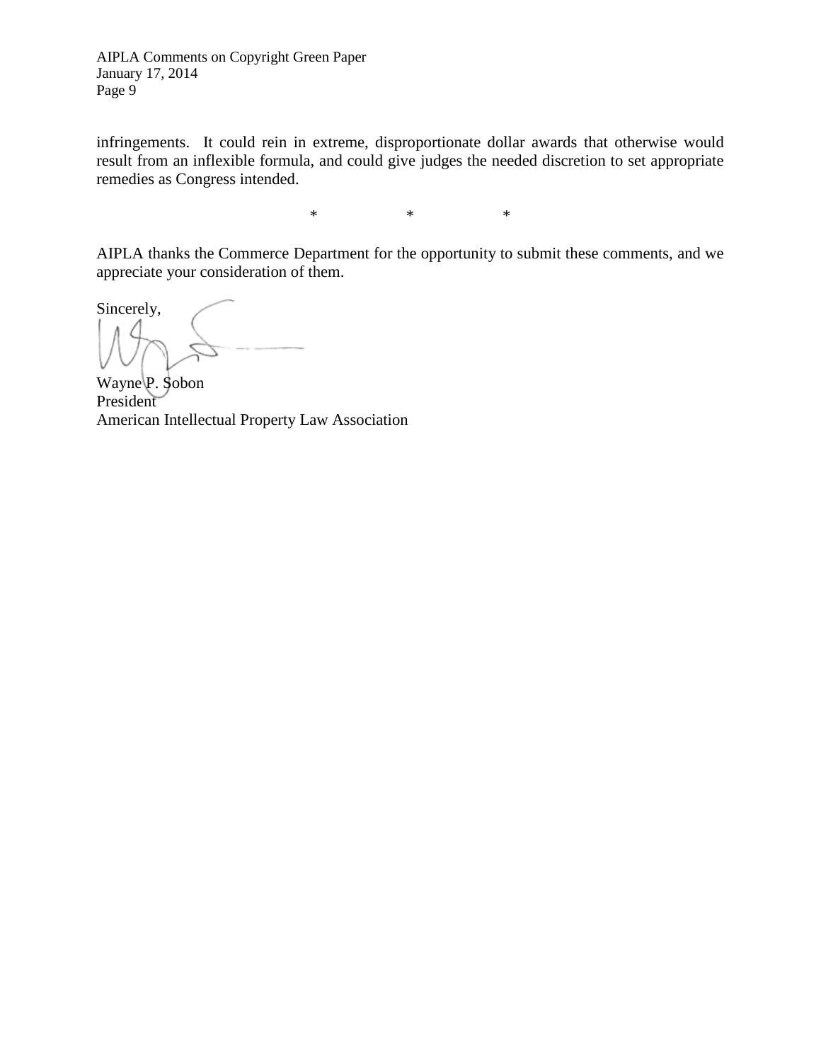infringements. It could rein in extreme, disproportionate dollar awards that otherwise would result from an inflexible formula, and could give judges the needed discretion to set appropriate remedies as Congress intended.

\* \* \*

AIPLA thanks the Commerce Department for the opportunity to submit these comments, and we appreciate your consideration of them.

Sincerely,

Wayne P. Sobon
President
American Intellectual Property Law Association